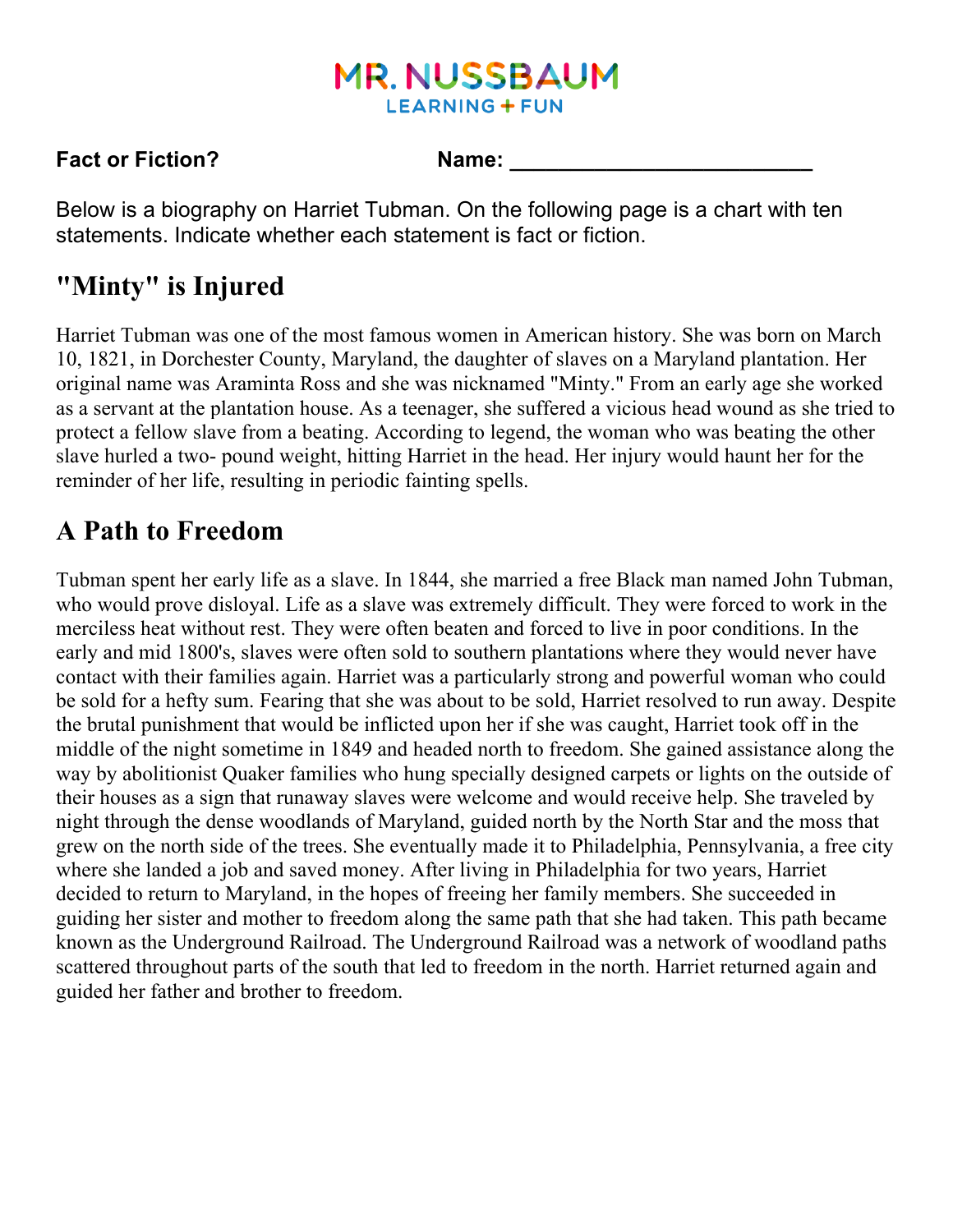**MR. NUSSBAUM**
**LEARNING + FUN**

**Fact or Fiction?** **Name: ________________________**

Below is a biography on Harriet Tubman. On the following page is a chart with ten statements. Indicate whether each statement is fact or fiction.

## "Minty" is Injured

Harriet Tubman was one of the most famous women in American history. She was born on March 10, 1821, in Dorchester County, Maryland, the daughter of slaves on a Maryland plantation. Her original name was Araminta Ross and she was nicknamed "Minty." From an early age she worked as a servant at the plantation house. As a teenager, she suffered a vicious head wound as she tried to protect a fellow slave from a beating. According to legend, the woman who was beating the other slave hurled a two- pound weight, hitting Harriet in the head. Her injury would haunt her for the reminder of her life, resulting in periodic fainting spells.

## A Path to Freedom

Tubman spent her early life as a slave. In 1844, she married a free Black man named John Tubman, who would prove disloyal. Life as a slave was extremely difficult. They were forced to work in the merciless heat without rest. They were often beaten and forced to live in poor conditions. In the early and mid 1800's, slaves were often sold to southern plantations where they would never have contact with their families again. Harriet was a particularly strong and powerful woman who could be sold for a hefty sum. Fearing that she was about to be sold, Harriet resolved to run away. Despite the brutal punishment that would be inflicted upon her if she was caught, Harriet took off in the middle of the night sometime in 1849 and headed north to freedom. She gained assistance along the way by abolitionist Quaker families who hung specially designed carpets or lights on the outside of their houses as a sign that runaway slaves were welcome and would receive help. She traveled by night through the dense woodlands of Maryland, guided north by the North Star and the moss that grew on the north side of the trees. She eventually made it to Philadelphia, Pennsylvania, a free city where she landed a job and saved money. After living in Philadelphia for two years, Harriet decided to return to Maryland, in the hopes of freeing her family members. She succeeded in guiding her sister and mother to freedom along the same path that she had taken. This path became known as the Underground Railroad. The Underground Railroad was a network of woodland paths scattered throughout parts of the south that led to freedom in the north. Harriet returned again and guided her father and brother to freedom.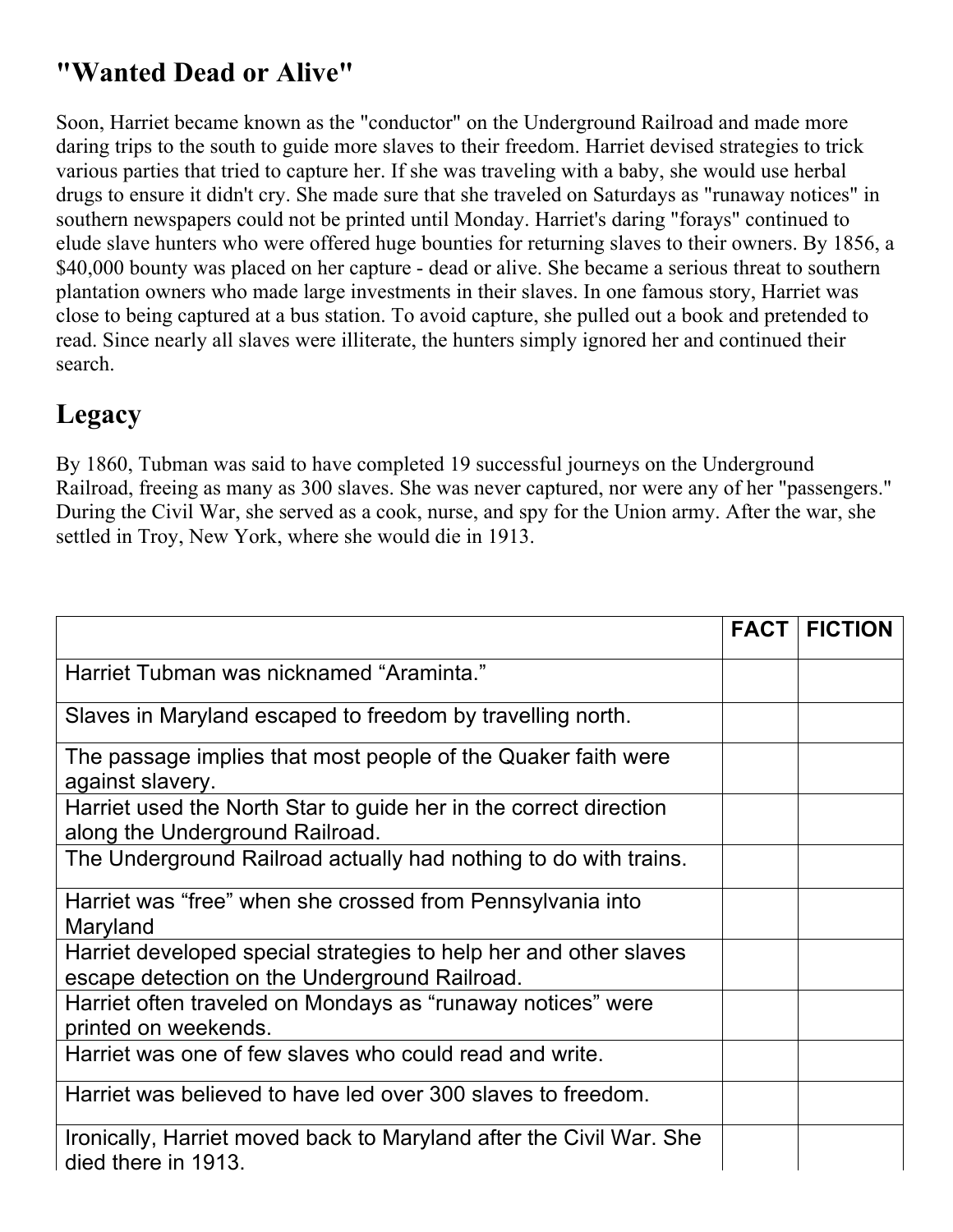## "Wanted Dead or Alive"

Soon, Harriet became known as the "conductor" on the Underground Railroad and made more daring trips to the south to guide more slaves to their freedom. Harriet devised strategies to trick various parties that tried to capture her. If she was traveling with a baby, she would use herbal drugs to ensure it didn't cry. She made sure that she traveled on Saturdays as "runaway notices" in southern newspapers could not be printed until Monday. Harriet's daring "forays" continued to elude slave hunters who were offered huge bounties for returning slaves to their owners. By 1856, a $40,000 bounty was placed on her capture - dead or alive. She became a serious threat to southern plantation owners who made large investments in their slaves. In one famous story, Harriet was close to being captured at a bus station. To avoid capture, she pulled out a book and pretended to read. Since nearly all slaves were illiterate, the hunters simply ignored her and continued their search.

## Legacy

By 1860, Tubman was said to have completed 19 successful journeys on the Underground Railroad, freeing as many as 300 slaves. She was never captured, nor were any of her "passengers." During the Civil War, she served as a cook, nurse, and spy for the Union army. After the war, she settled in Troy, New York, where she would die in 1913.

| | FACT | FICTION |
|---|---|---|
| Harriet Tubman was nicknamed "Araminta." | | |
| Slaves in Maryland escaped to freedom by travelling north. | | |
| The passage implies that most people of the Quaker faith were against slavery. | | |
| Harriet used the North Star to guide her in the correct direction along the Underground Railroad. | | |
| The Underground Railroad actually had nothing to do with trains. | | |
| Harriet was "free" when she crossed from Pennsylvania into Maryland | | |
| Harriet developed special strategies to help her and other slaves escape detection on the Underground Railroad. | | |
| Harriet often traveled on Mondays as "runaway notices" were printed on weekends. | | |
| Harriet was one of few slaves who could read and write. | | |
| Harriet was believed to have led over 300 slaves to freedom. | | |
| Ironically, Harriet moved back to Maryland after the Civil War. She died there in 1913. | | |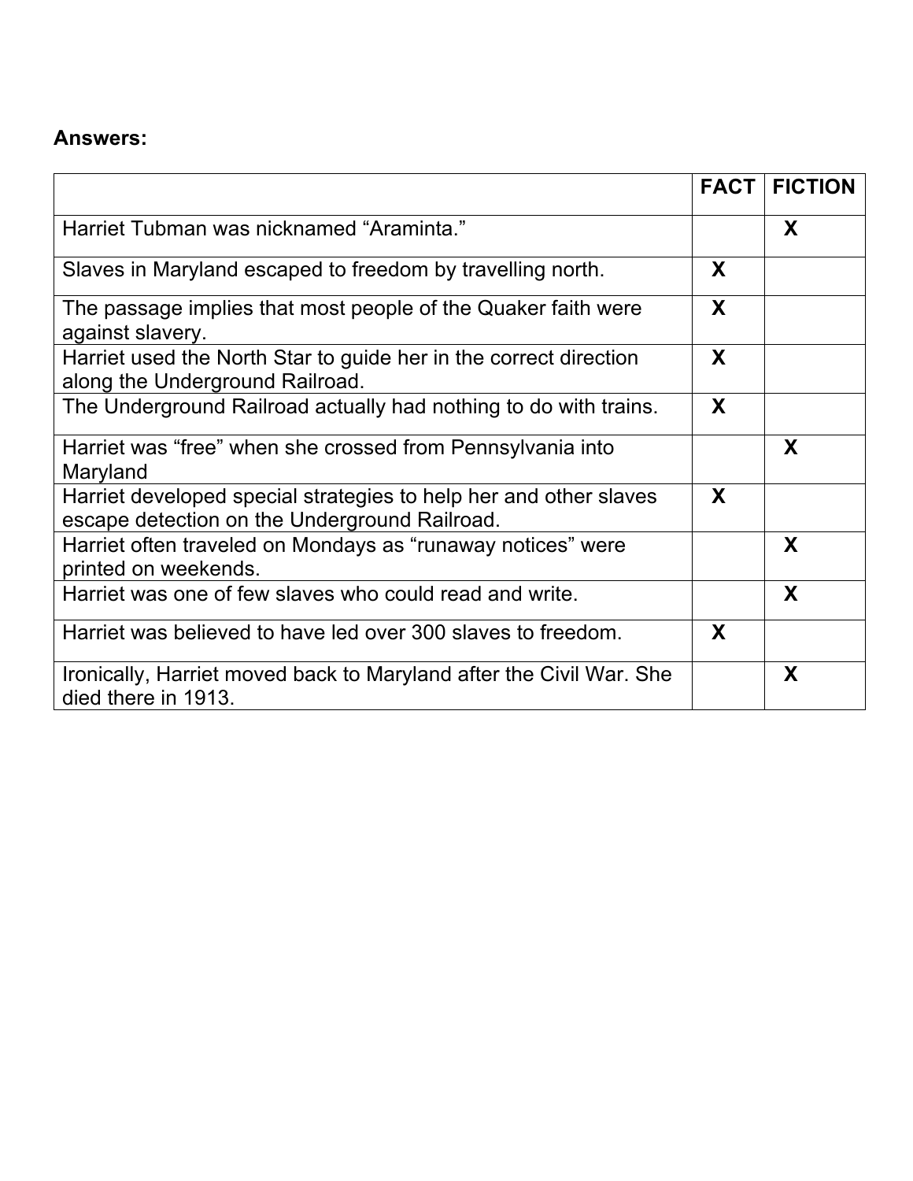**Answers:**

| | FACT | FICTION |
|---|---|---|
| Harriet Tubman was nicknamed “Araminta.” | | X |
| Slaves in Maryland escaped to freedom by travelling north. | X | |
| The passage implies that most people of the Quaker faith were against slavery. | X | |
| Harriet used the North Star to guide her in the correct direction along the Underground Railroad. | X | |
| The Underground Railroad actually had nothing to do with trains. | X | |
| Harriet was “free” when she crossed from Pennsylvania into Maryland | | X |
| Harriet developed special strategies to help her and other slaves escape detection on the Underground Railroad. | X | |
| Harriet often traveled on Mondays as “runaway notices” were printed on weekends. | | X |
| Harriet was one of few slaves who could read and write. | | X |
| Harriet was believed to have led over 300 slaves to freedom. | X | |
| Ironically, Harriet moved back to Maryland after the Civil War. She died there in 1913. | | X |